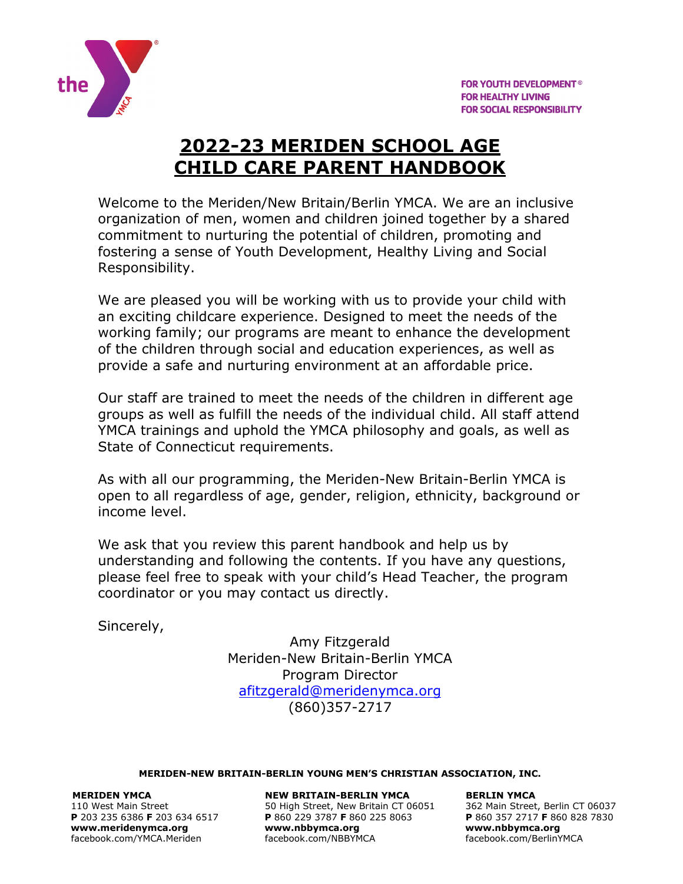FOR YOUTH DEVELOPMENT®
FOR HEALTHY LIVING
FOR SOCIAL RESPONSIBILITY

# 2022-23 MERIDEN SCHOOL AGE CHILD CARE PARENT HANDBOOK

Welcome to the Meriden/New Britain/Berlin YMCA. We are an inclusive organization of men, women and children joined together by a shared commitment to nurturing the potential of children, promoting and fostering a sense of Youth Development, Healthy Living and Social Responsibility.

We are pleased you will be working with us to provide your child with an exciting childcare experience. Designed to meet the needs of the working family; our programs are meant to enhance the development of the children through social and education experiences, as well as provide a safe and nurturing environment at an affordable price.

Our staff are trained to meet the needs of the children in different age groups as well as fulfill the needs of the individual child. All staff attend YMCA trainings and uphold the YMCA philosophy and goals, as well as State of Connecticut requirements.

As with all our programming, the Meriden-New Britain-Berlin YMCA is open to all regardless of age, gender, religion, ethnicity, background or income level.

We ask that you review this parent handbook and help us by understanding and following the contents. If you have any questions, please feel free to speak with your child's Head Teacher, the program coordinator or you may contact us directly.

Sincerely,

Amy Fitzgerald
Meriden-New Britain-Berlin YMCA
Program Director
afitzgerald@meridenymca.org
(860)357-2717

**MERIDEN-NEW BRITAIN-BERLIN YOUNG MEN'S CHRISTIAN ASSOCIATION, INC.**

**MERIDEN YMCA**
110 West Main Street
**P** 203 235 6386 **F** 203 634 6517
**www.meridenymca.org**
facebook.com/YMCA.Meriden

**NEW BRITAIN-BERLIN YMCA**
50 High Street, New Britain CT 06051
**P** 860 229 3787 **F** 860 225 8063
**www.nbbymca.org**
facebook.com/NBBYMCA

**BERLIN YMCA**
362 Main Street, Berlin CT 06037
**P** 860 357 2717 **F** 860 828 7830
**www.nbbymca.org**
facebook.com/BerlinYMCA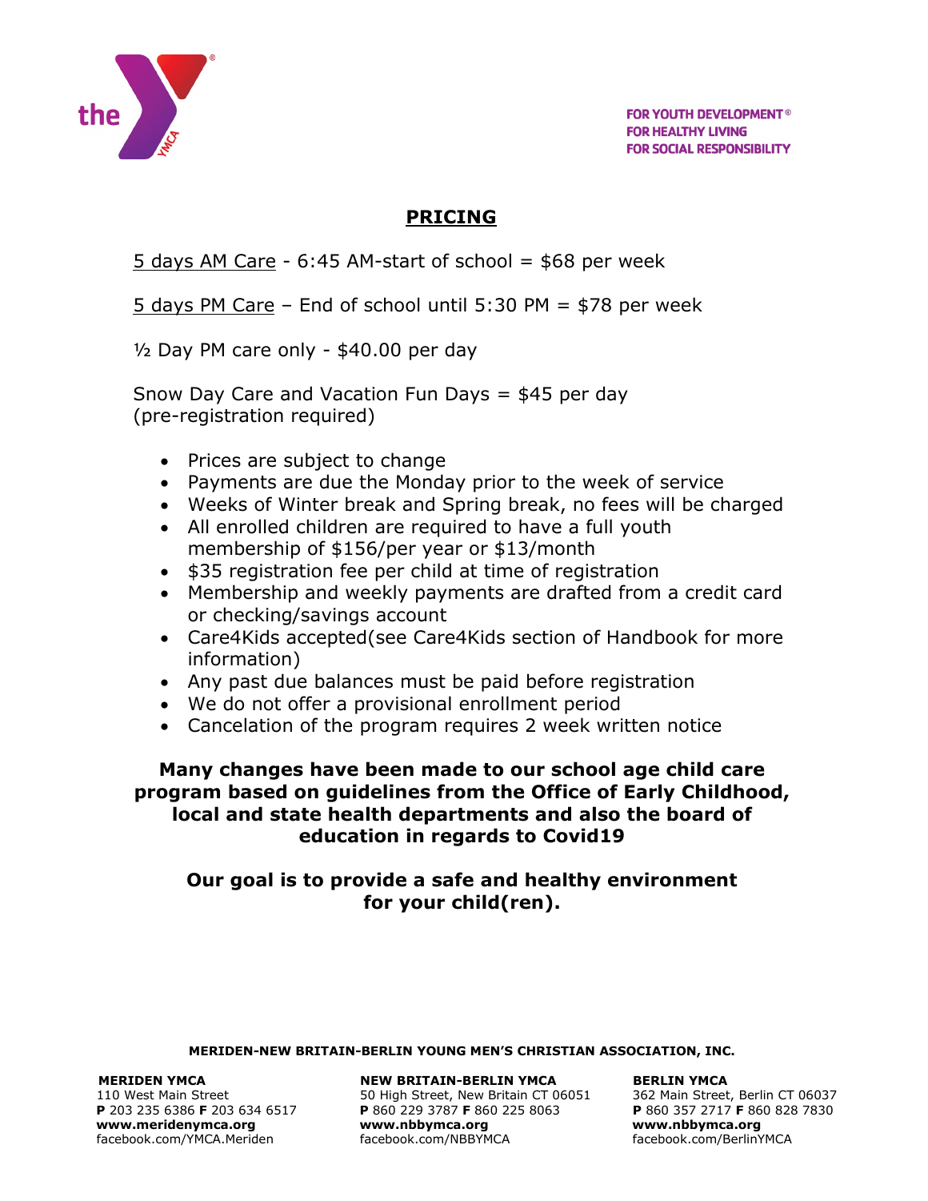FOR YOUTH DEVELOPMENT®
FOR HEALTHY LIVING
FOR SOCIAL RESPONSIBILITY

## PRICING

5 days AM Care - 6:45 AM-start of school = $68 per week

5 days PM Care – End of school until 5:30 PM = $78 per week

½ Day PM care only - $40.00 per day

Snow Day Care and Vacation Fun Days = $45 per day
(pre-registration required)

- Prices are subject to change
- Payments are due the Monday prior to the week of service
- Weeks of Winter break and Spring break, no fees will be charged
- All enrolled children are required to have a full youth membership of $156/per year or $13/month
- $35 registration fee per child at time of registration
- Membership and weekly payments are drafted from a credit card or checking/savings account
- Care4Kids accepted(see Care4Kids section of Handbook for more information)
- Any past due balances must be paid before registration
- We do not offer a provisional enrollment period
- Cancelation of the program requires 2 week written notice

**Many changes have been made to our school age child care program based on guidelines from the Office of Early Childhood, local and state health departments and also the board of education in regards to Covid19**

**Our goal is to provide a safe and healthy environment for your child(ren).**

**MERIDEN-NEW BRITAIN-BERLIN YOUNG MEN'S CHRISTIAN ASSOCIATION, INC.**

**MERIDEN YMCA**
110 West Main Street
**P** 203 235 6386 **F** 203 634 6517
**www.meridenymca.org**
facebook.com/YMCA.Meriden

**NEW BRITAIN-BERLIN YMCA**
50 High Street, New Britain CT 06051
**P** 860 229 3787 **F** 860 225 8063
**www.nbbymca.org**
facebook.com/NBBYMCA

**BERLIN YMCA**
362 Main Street, Berlin CT 06037
**P** 860 357 2717 **F** 860 828 7830
**www.nbbymca.org**
facebook.com/BerlinYMCA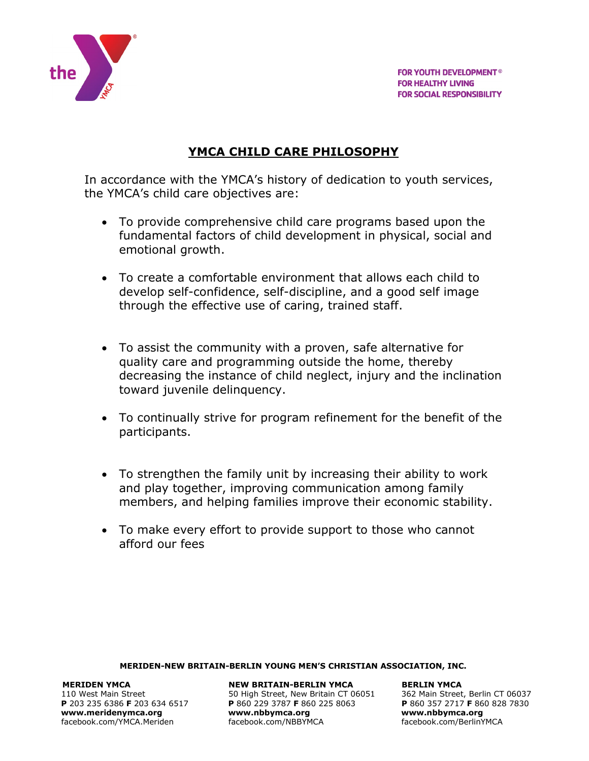FOR YOUTH DEVELOPMENT®
FOR HEALTHY LIVING
FOR SOCIAL RESPONSIBILITY

# YMCA CHILD CARE PHILOSOPHY

In accordance with the YMCA's history of dedication to youth services, the YMCA's child care objectives are:

- To provide comprehensive child care programs based upon the fundamental factors of child development in physical, social and emotional growth.
- To create a comfortable environment that allows each child to develop self-confidence, self-discipline, and a good self image through the effective use of caring, trained staff.
- To assist the community with a proven, safe alternative for quality care and programming outside the home, thereby decreasing the instance of child neglect, injury and the inclination toward juvenile delinquency.
- To continually strive for program refinement for the benefit of the participants.
- To strengthen the family unit by increasing their ability to work and play together, improving communication among family members, and helping families improve their economic stability.
- To make every effort to provide support to those who cannot afford our fees

**MERIDEN-NEW BRITAIN-BERLIN YOUNG MEN'S CHRISTIAN ASSOCIATION, INC.**

**MERIDEN YMCA**
110 West Main Street
**P** 203 235 6386 **F** 203 634 6517
**www.meridenymca.org**
facebook.com/YMCA.Meriden

**NEW BRITAIN-BERLIN YMCA**
50 High Street, New Britain CT 06051
**P** 860 229 3787 **F** 860 225 8063
**www.nbbymca.org**
facebook.com/NBBYMCA

**BERLIN YMCA**
362 Main Street, Berlin CT 06037
**P** 860 357 2717 **F** 860 828 7830
**www.nbbymca.org**
facebook.com/BerlinYMCA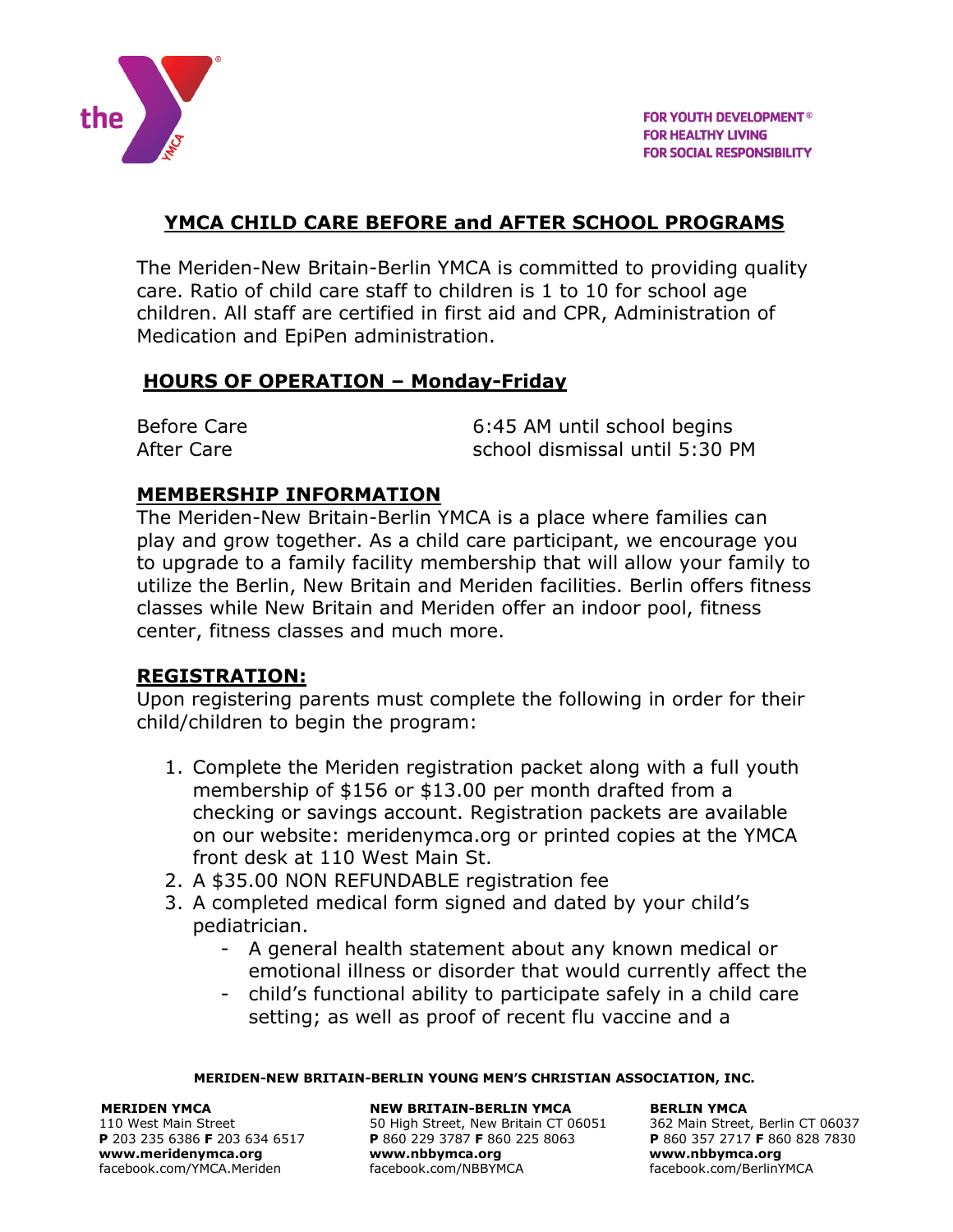FOR YOUTH DEVELOPMENT®
FOR HEALTHY LIVING
FOR SOCIAL RESPONSIBILITY

## YMCA CHILD CARE BEFORE and AFTER SCHOOL PROGRAMS

The Meriden-New Britain-Berlin YMCA is committed to providing quality care. Ratio of child care staff to children is 1 to 10 for school age children. All staff are certified in first aid and CPR, Administration of Medication and EpiPen administration.

### HOURS OF OPERATION – Monday-Friday

| | |
|---|---|
| Before Care | 6:45 AM until school begins |
| After Care | school dismissal until 5:30 PM |

### MEMBERSHIP INFORMATION

The Meriden-New Britain-Berlin YMCA is a place where families can play and grow together. As a child care participant, we encourage you to upgrade to a family facility membership that will allow your family to utilize the Berlin, New Britain and Meriden facilities. Berlin offers fitness classes while New Britain and Meriden offer an indoor pool, fitness center, fitness classes and much more.

### REGISTRATION:

Upon registering parents must complete the following in order for their child/children to begin the program:

1. Complete the Meriden registration packet along with a full youth membership of $156 or $13.00 per month drafted from a checking or savings account. Registration packets are available on our website: meridenymca.org or printed copies at the YMCA front desk at 110 West Main St.
2. A $35.00 NON REFUNDABLE registration fee
3. A completed medical form signed and dated by your child's pediatrician.
   - A general health statement about any known medical or emotional illness or disorder that would currently affect the
   - child's functional ability to participate safely in a child care setting; as well as proof of recent flu vaccine and a

**MERIDEN-NEW BRITAIN-BERLIN YOUNG MEN'S CHRISTIAN ASSOCIATION, INC.**

**MERIDEN YMCA**
110 West Main Street
**P** 203 235 6386 **F** 203 634 6517
**www.meridenymca.org**
facebook.com/YMCA.Meriden

**NEW BRITAIN-BERLIN YMCA**
50 High Street, New Britain CT 06051
**P** 860 229 3787 **F** 860 225 8063
**www.nbbymca.org**
facebook.com/NBBYMCA

**BERLIN YMCA**
362 Main Street, Berlin CT 06037
**P** 860 357 2717 **F** 860 828 7830
**www.nbbymca.org**
facebook.com/BerlinYMCA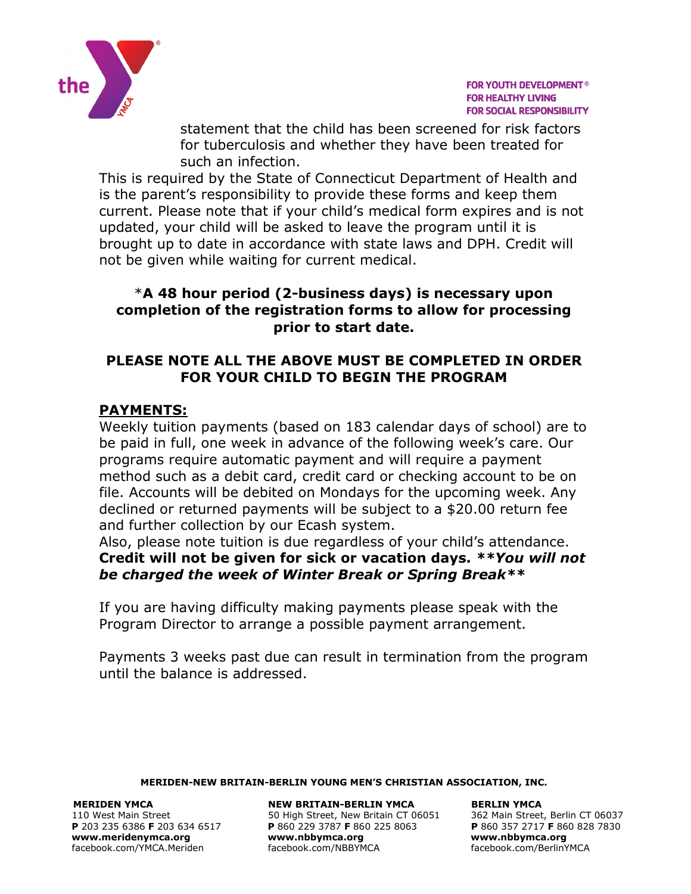statement that the child has been screened for risk factors for tuberculosis and whether they have been treated for such an infection.

This is required by the State of Connecticut Department of Health and is the parent's responsibility to provide these forms and keep them current. Please note that if your child's medical form expires and is not updated, your child will be asked to leave the program until it is brought up to date in accordance with state laws and DPH. Credit will not be given while waiting for current medical.

*__A 48 hour period (2-business days) is necessary upon completion of the registration forms to allow for processing prior to start date.__

**PLEASE NOTE ALL THE ABOVE MUST BE COMPLETED IN ORDER FOR YOUR CHILD TO BEGIN THE PROGRAM**

## PAYMENTS:

Weekly tuition payments (based on 183 calendar days of school) are to be paid in full, one week in advance of the following week's care. Our programs require automatic payment and will require a payment method such as a debit card, credit card or checking account to be on file. Accounts will be debited on Mondays for the upcoming week. Any declined or returned payments will be subject to a $20.00 return fee and further collection by our Ecash system.

Also, please note tuition is due regardless of your child's attendance. **Credit will not be given for sick or vacation days. *****You will not be charged the week of Winter Break or Spring Break*****

If you are having difficulty making payments please speak with the Program Director to arrange a possible payment arrangement.

Payments 3 weeks past due can result in termination from the program until the balance is addressed.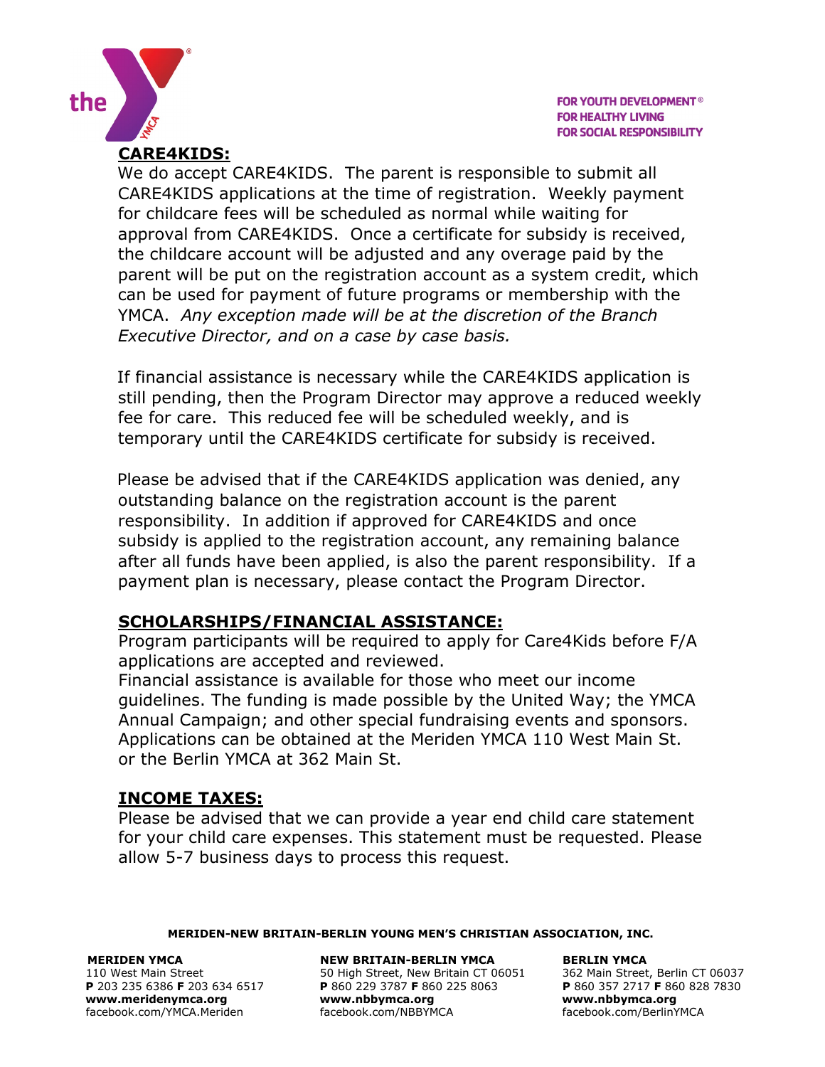## CARE4KIDS:

We do accept CARE4KIDS. The parent is responsible to submit all CARE4KIDS applications at the time of registration. Weekly payment for childcare fees will be scheduled as normal while waiting for approval from CARE4KIDS. Once a certificate for subsidy is received, the childcare account will be adjusted and any overage paid by the parent will be put on the registration account as a system credit, which can be used for payment of future programs or membership with the YMCA. *Any exception made will be at the discretion of the Branch Executive Director, and on a case by case basis.*

If financial assistance is necessary while the CARE4KIDS application is still pending, then the Program Director may approve a reduced weekly fee for care. This reduced fee will be scheduled weekly, and is temporary until the CARE4KIDS certificate for subsidy is received.

Please be advised that if the CARE4KIDS application was denied, any outstanding balance on the registration account is the parent responsibility. In addition if approved for CARE4KIDS and once subsidy is applied to the registration account, any remaining balance after all funds have been applied, is also the parent responsibility. If a payment plan is necessary, please contact the Program Director.

## SCHOLARSHIPS/FINANCIAL ASSISTANCE:

Program participants will be required to apply for Care4Kids before F/A applications are accepted and reviewed.
Financial assistance is available for those who meet our income guidelines. The funding is made possible by the United Way; the YMCA Annual Campaign; and other special fundraising events and sponsors. Applications can be obtained at the Meriden YMCA 110 West Main St. or the Berlin YMCA at 362 Main St.

## INCOME TAXES:

Please be advised that we can provide a year end child care statement for your child care expenses. This statement must be requested. Please allow 5-7 business days to process this request.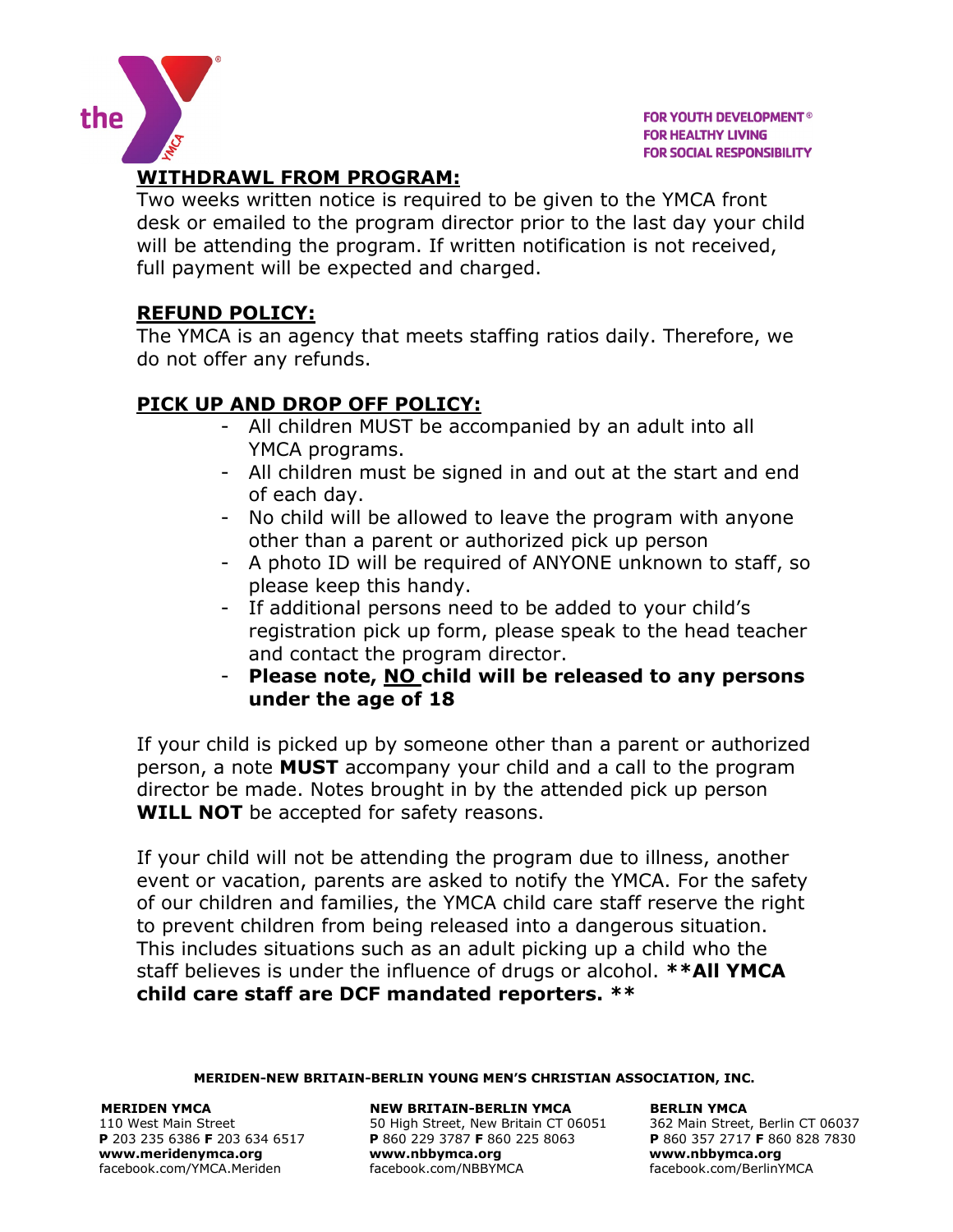## WITHDRAWL FROM PROGRAM:

Two weeks written notice is required to be given to the YMCA front desk or emailed to the program director prior to the last day your child will be attending the program. If written notification is not received, full payment will be expected and charged.

## REFUND POLICY:

The YMCA is an agency that meets staffing ratios daily. Therefore, we do not offer any refunds.

## PICK UP AND DROP OFF POLICY:

- All children MUST be accompanied by an adult into all YMCA programs.
- All children must be signed in and out at the start and end of each day.
- No child will be allowed to leave the program with anyone other than a parent or authorized pick up person
- A photo ID will be required of ANYONE unknown to staff, so please keep this handy.
- If additional persons need to be added to your child's registration pick up form, please speak to the head teacher and contact the program director.
- **Please note, NO child will be released to any persons under the age of 18**

If your child is picked up by someone other than a parent or authorized person, a note **MUST** accompany your child and a call to the program director be made. Notes brought in by the attended pick up person **WILL NOT** be accepted for safety reasons.

If your child will not be attending the program due to illness, another event or vacation, parents are asked to notify the YMCA. For the safety of our children and families, the YMCA child care staff reserve the right to prevent children from being released into a dangerous situation. This includes situations such as an adult picking up a child who the staff believes is under the influence of drugs or alcohol. **\*\*All YMCA child care staff are DCF mandated reporters. \*\***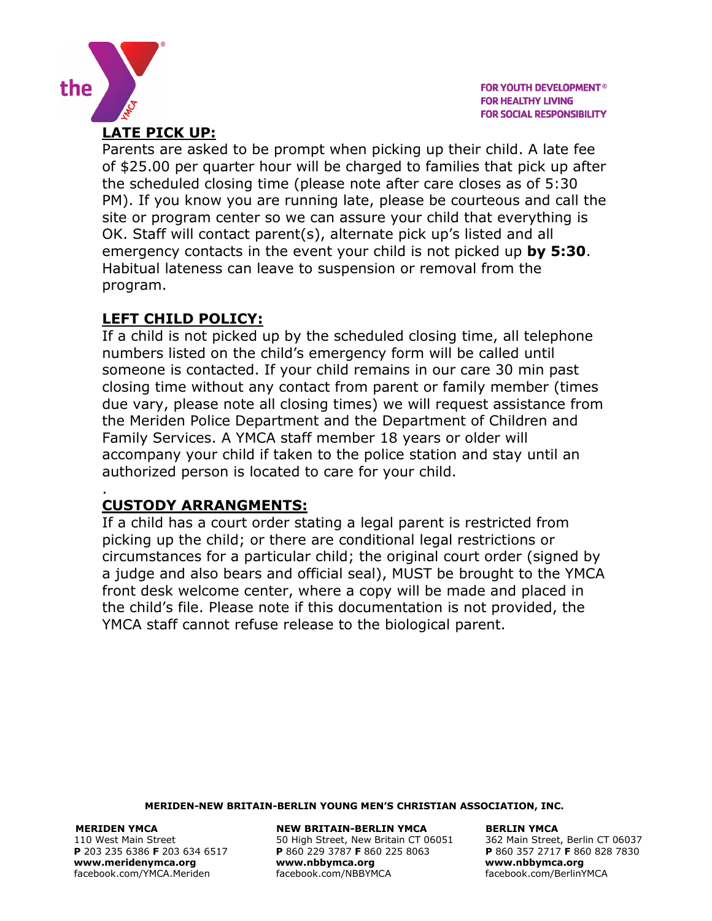## LATE PICK UP:

Parents are asked to be prompt when picking up their child. A late fee of $25.00 per quarter hour will be charged to families that pick up after the scheduled closing time (please note after care closes as of 5:30 PM). If you know you are running late, please be courteous and call the site or program center so we can assure your child that everything is OK. Staff will contact parent(s), alternate pick up's listed and all emergency contacts in the event your child is not picked up **by 5:30**. Habitual lateness can leave to suspension or removal from the program.

## LEFT CHILD POLICY:

If a child is not picked up by the scheduled closing time, all telephone numbers listed on the child's emergency form will be called until someone is contacted. If your child remains in our care 30 min past closing time without any contact from parent or family member (times due vary, please note all closing times) we will request assistance from the Meriden Police Department and the Department of Children and Family Services. A YMCA staff member 18 years or older will accompany your child if taken to the police station and stay until an authorized person is located to care for your child.

.

## CUSTODY ARRANGMENTS:

If a child has a court order stating a legal parent is restricted from picking up the child; or there are conditional legal restrictions or circumstances for a particular child; the original court order (signed by a judge and also bears and official seal), MUST be brought to the YMCA front desk welcome center, where a copy will be made and placed in the child's file. Please note if this documentation is not provided, the YMCA staff cannot refuse release to the biological parent.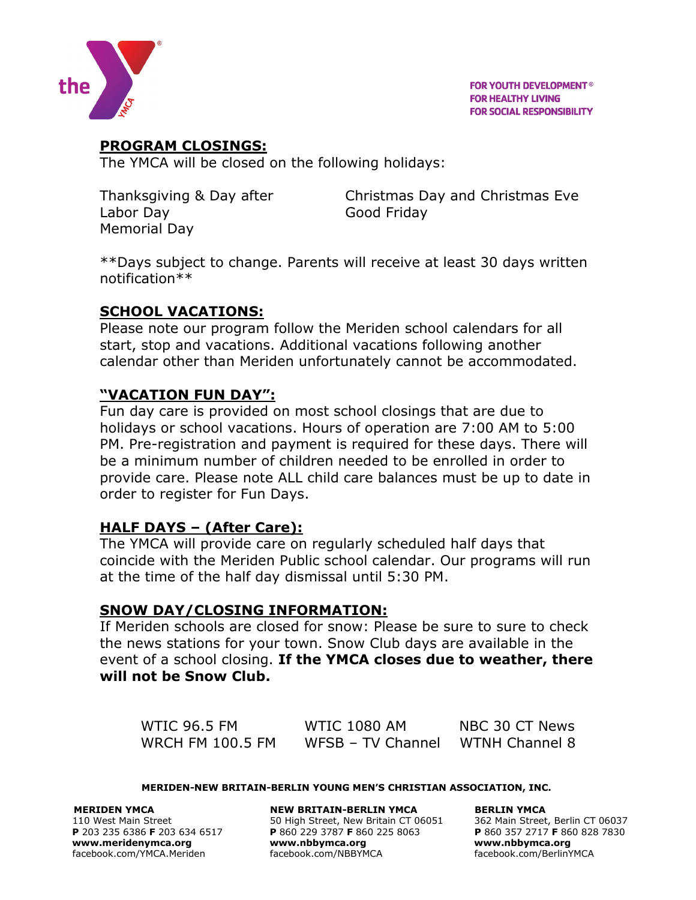FOR YOUTH DEVELOPMENT®
FOR HEALTHY LIVING
FOR SOCIAL RESPONSIBILITY

## PROGRAM CLOSINGS:

The YMCA will be closed on the following holidays:

- Thanksgiving & Day after
- Labor Day
- Memorial Day
- Christmas Day and Christmas Eve
- Good Friday

**Days subject to change. Parents will receive at least 30 days written notification**

## SCHOOL VACATIONS:

Please note our program follow the Meriden school calendars for all start, stop and vacations. Additional vacations following another calendar other than Meriden unfortunately cannot be accommodated.

## "VACATION FUN DAY":

Fun day care is provided on most school closings that are due to holidays or school vacations. Hours of operation are 7:00 AM to 5:00 PM. Pre-registration and payment is required for these days. There will be a minimum number of children needed to be enrolled in order to provide care. Please note ALL child care balances must be up to date in order to register for Fun Days.

## HALF DAYS – (After Care):

The YMCA will provide care on regularly scheduled half days that coincide with the Meriden Public school calendar. Our programs will run at the time of the half day dismissal until 5:30 PM.

## SNOW DAY/CLOSING INFORMATION:

If Meriden schools are closed for snow: Please be sure to sure to check the news stations for your town. Snow Club days are available in the event of a school closing. **If the YMCA closes due to weather, there will not be Snow Club.**

| | | |
|---|---|---|
| WTIC 96.5 FM | WTIC 1080 AM | NBC 30 CT News |
| WRCH FM 100.5 FM | WFSB – TV Channel | WTNH Channel 8 |

**MERIDEN-NEW BRITAIN-BERLIN YOUNG MEN'S CHRISTIAN ASSOCIATION, INC.**

**MERIDEN YMCA**
110 West Main Street
**P** 203 235 6386 **F** 203 634 6517
**www.meridenymca.org**
facebook.com/YMCA.Meriden

**NEW BRITAIN-BERLIN YMCA**
50 High Street, New Britain CT 06051
**P** 860 229 3787 **F** 860 225 8063
**www.nbbymca.org**
facebook.com/NBBYMCA

**BERLIN YMCA**
362 Main Street, Berlin CT 06037
**P** 860 357 2717 **F** 860 828 7830
**www.nbbymca.org**
facebook.com/BerlinYMCA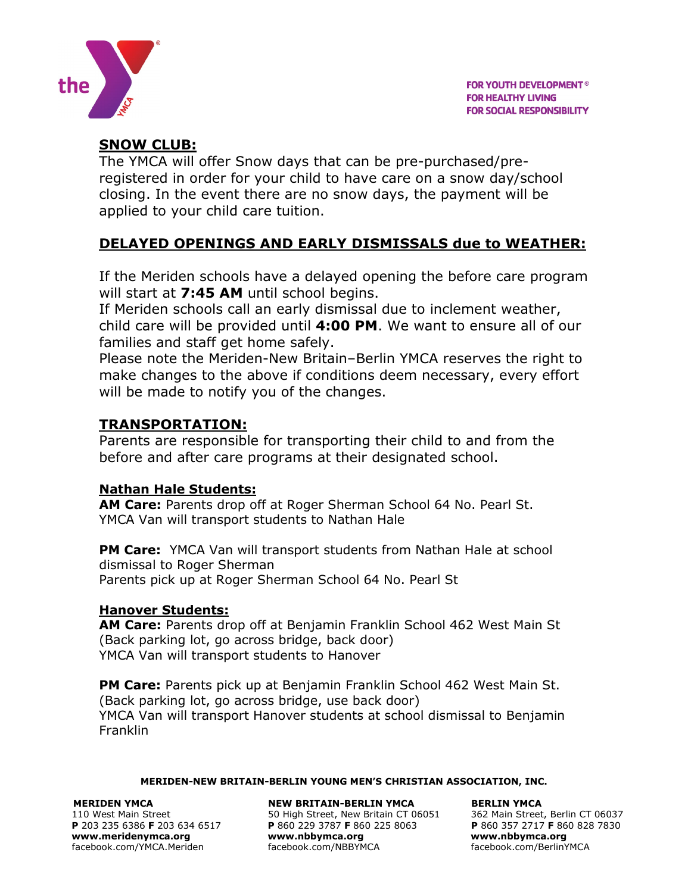## SNOW CLUB:

The YMCA will offer Snow days that can be pre-purchased/pre-registered in order for your child to have care on a snow day/school closing. In the event there are no snow days, the payment will be applied to your child care tuition.

## DELAYED OPENINGS AND EARLY DISMISSALS due to WEATHER:

If the Meriden schools have a delayed opening the before care program will start at **7:45 AM** until school begins.
If Meriden schools call an early dismissal due to inclement weather, child care will be provided until **4:00 PM**. We want to ensure all of our families and staff get home safely.
Please note the Meriden-New Britain–Berlin YMCA reserves the right to make changes to the above if conditions deem necessary, every effort will be made to notify you of the changes.

## TRANSPORTATION:

Parents are responsible for transporting their child to and from the before and after care programs at their designated school.

### Nathan Hale Students:

**AM Care:** Parents drop off at Roger Sherman School 64 No. Pearl St.
YMCA Van will transport students to Nathan Hale

**PM Care:** YMCA Van will transport students from Nathan Hale at school dismissal to Roger Sherman
Parents pick up at Roger Sherman School 64 No. Pearl St

### Hanover Students:

**AM Care:** Parents drop off at Benjamin Franklin School 462 West Main St
(Back parking lot, go across bridge, back door)
YMCA Van will transport students to Hanover

**PM Care:** Parents pick up at Benjamin Franklin School 462 West Main St.
(Back parking lot, go across bridge, use back door)
YMCA Van will transport Hanover students at school dismissal to Benjamin Franklin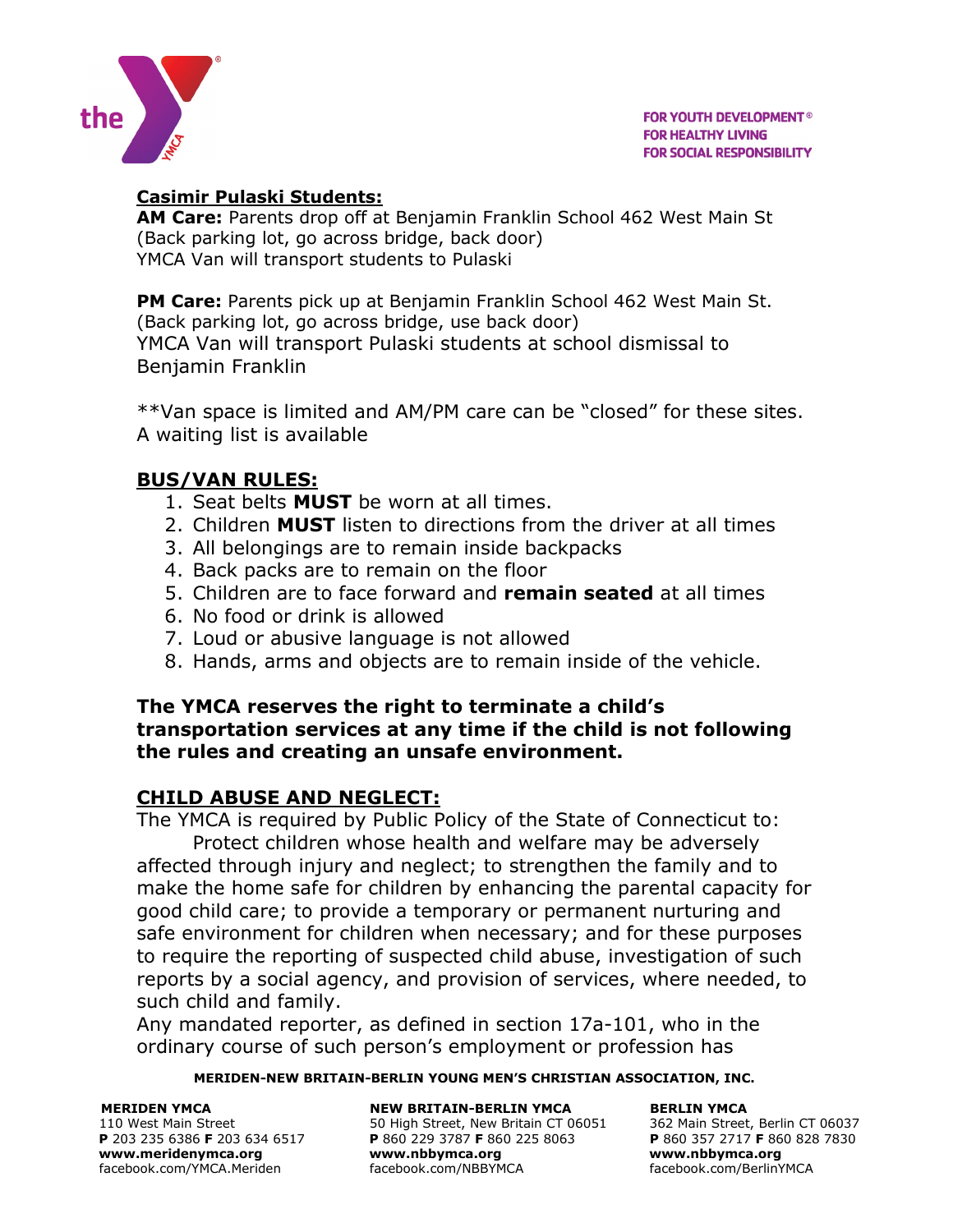**Casimir Pulaski Students:**

**AM Care:** Parents drop off at Benjamin Franklin School 462 West Main St (Back parking lot, go across bridge, back door)
YMCA Van will transport students to Pulaski

**PM Care:** Parents pick up at Benjamin Franklin School 462 West Main St. (Back parking lot, go across bridge, use back door)
YMCA Van will transport Pulaski students at school dismissal to Benjamin Franklin

**Van space is limited and AM/PM care can be "closed" for these sites. A waiting list is available

## BUS/VAN RULES:

1. Seat belts **MUST** be worn at all times.
2. Children **MUST** listen to directions from the driver at all times
3. All belongings are to remain inside backpacks
4. Back packs are to remain on the floor
5. Children are to face forward and **remain seated** at all times
6. No food or drink is allowed
7. Loud or abusive language is not allowed
8. Hands, arms and objects are to remain inside of the vehicle.

**The YMCA reserves the right to terminate a child's transportation services at any time if the child is not following the rules and creating an unsafe environment.**

## CHILD ABUSE AND NEGLECT:

The YMCA is required by Public Policy of the State of Connecticut to:

Protect children whose health and welfare may be adversely affected through injury and neglect; to strengthen the family and to make the home safe for children by enhancing the parental capacity for good child care; to provide a temporary or permanent nurturing and safe environment for children when necessary; and for these purposes to require the reporting of suspected child abuse, investigation of such reports by a social agency, and provision of services, where needed, to such child and family.

Any mandated reporter, as defined in section 17a-101, who in the ordinary course of such person's employment or profession has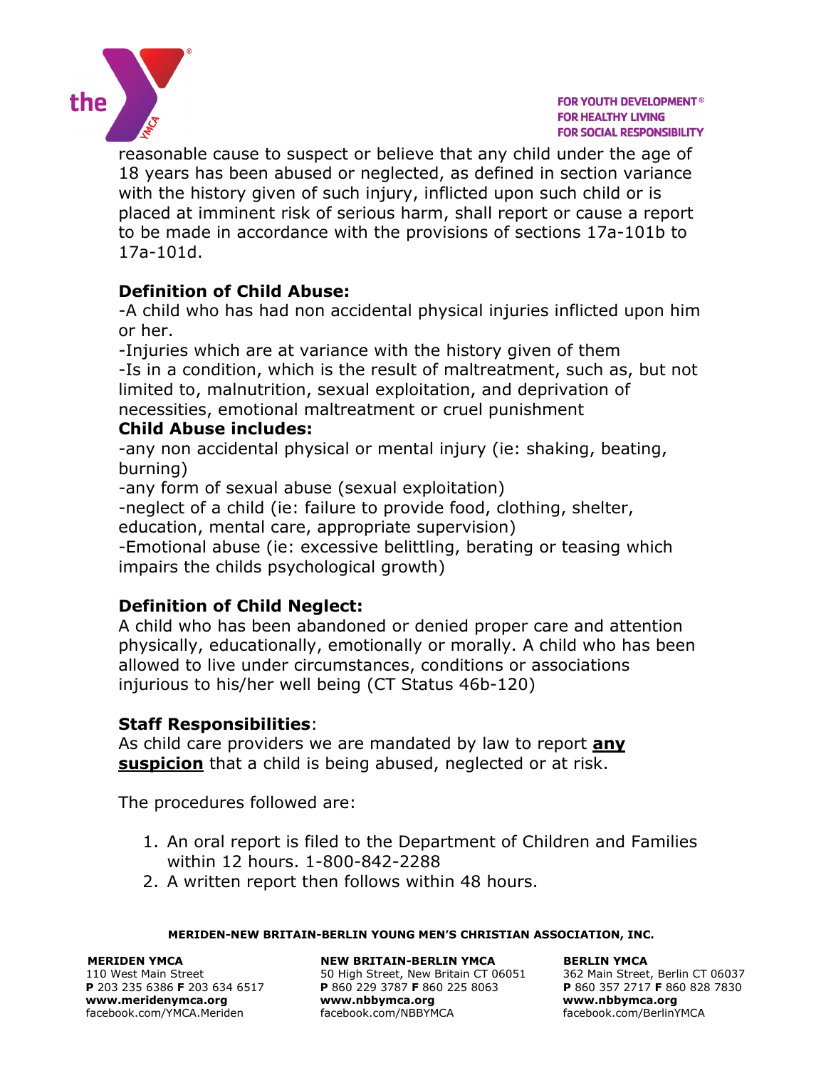reasonable cause to suspect or believe that any child under the age of 18 years has been abused or neglected, as defined in section variance with the history given of such injury, inflicted upon such child or is placed at imminent risk of serious harm, shall report or cause a report to be made in accordance with the provisions of sections 17a-101b to 17a-101d.

**Definition of Child Abuse:**

-A child who has had non accidental physical injuries inflicted upon him or her.
-Injuries which are at variance with the history given of them
-Is in a condition, which is the result of maltreatment, such as, but not limited to, malnutrition, sexual exploitation, and deprivation of necessities, emotional maltreatment or cruel punishment

**Child Abuse includes:**

-any non accidental physical or mental injury (ie: shaking, beating, burning)
-any form of sexual abuse (sexual exploitation)
-neglect of a child (ie: failure to provide food, clothing, shelter, education, mental care, appropriate supervision)
-Emotional abuse (ie: excessive belittling, berating or teasing which impairs the childs psychological growth)

**Definition of Child Neglect:**

A child who has been abandoned or denied proper care and attention physically, educationally, emotionally or morally. A child who has been allowed to live under circumstances, conditions or associations injurious to his/her well being (CT Status 46b-120)

**Staff Responsibilities**:

As child care providers we are mandated by law to report **<u>any suspicion</u>** that a child is being abused, neglected or at risk.

The procedures followed are:

1. An oral report is filed to the Department of Children and Families within 12 hours. 1-800-842-2288
2. A written report then follows within 48 hours.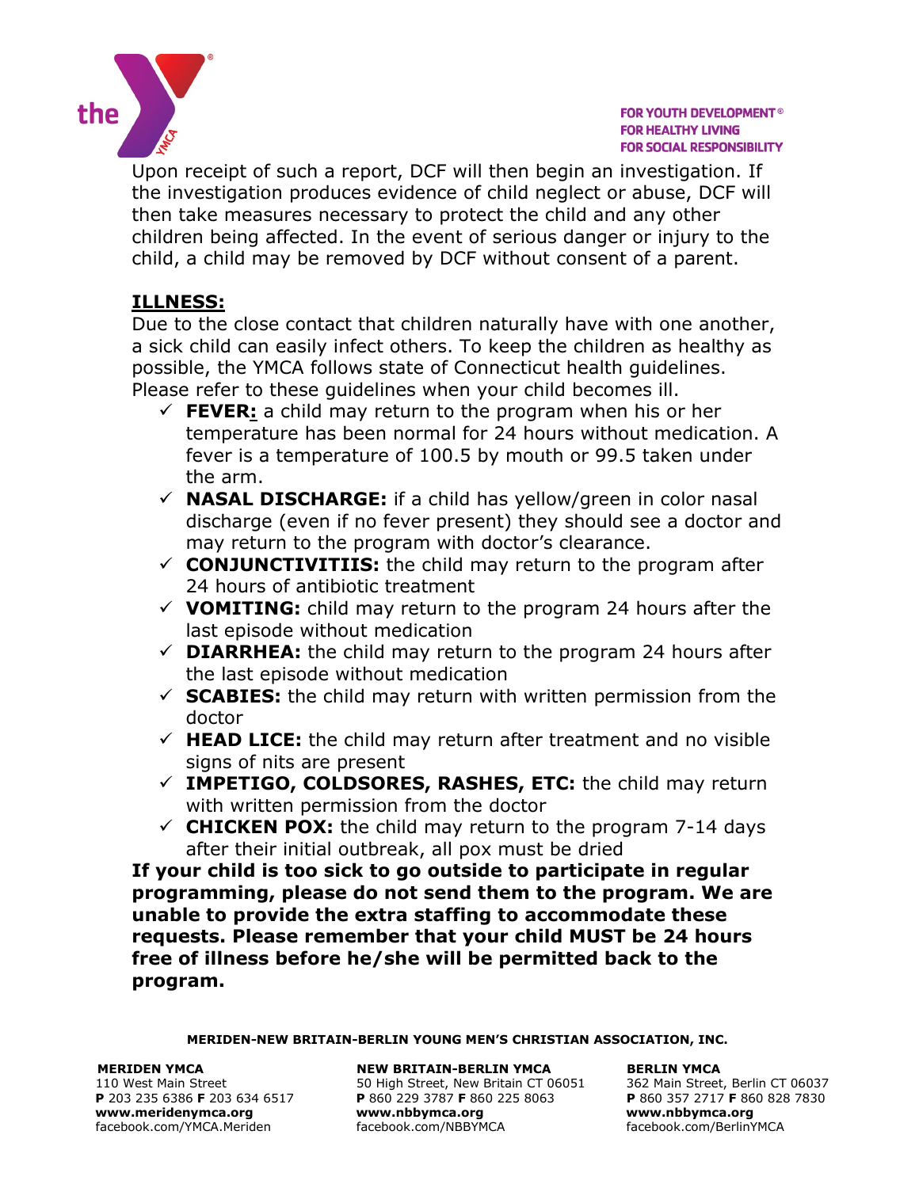Upon receipt of such a report, DCF will then begin an investigation. If the investigation produces evidence of child neglect or abuse, DCF will then take measures necessary to protect the child and any other children being affected. In the event of serious danger or injury to the child, a child may be removed by DCF without consent of a parent.

## ILLNESS:

Due to the close contact that children naturally have with one another, a sick child can easily infect others. To keep the children as healthy as possible, the YMCA follows state of Connecticut health guidelines. Please refer to these guidelines when your child becomes ill.

- ✓ **FEVER:** a child may return to the program when his or her temperature has been normal for 24 hours without medication. A fever is a temperature of 100.5 by mouth or 99.5 taken under the arm.
- ✓ **NASAL DISCHARGE:** if a child has yellow/green in color nasal discharge (even if no fever present) they should see a doctor and may return to the program with doctor's clearance.
- ✓ **CONJUNCTIVITIIS:** the child may return to the program after 24 hours of antibiotic treatment
- ✓ **VOMITING:** child may return to the program 24 hours after the last episode without medication
- ✓ **DIARRHEA:** the child may return to the program 24 hours after the last episode without medication
- ✓ **SCABIES:** the child may return with written permission from the doctor
- ✓ **HEAD LICE:** the child may return after treatment and no visible signs of nits are present
- ✓ **IMPETIGO, COLDSORES, RASHES, ETC:** the child may return with written permission from the doctor
- ✓ **CHICKEN POX:** the child may return to the program 7-14 days after their initial outbreak, all pox must be dried

**If your child is too sick to go outside to participate in regular programming, please do not send them to the program. We are unable to provide the extra staffing to accommodate these requests. Please remember that your child MUST be 24 hours free of illness before he/she will be permitted back to the program.**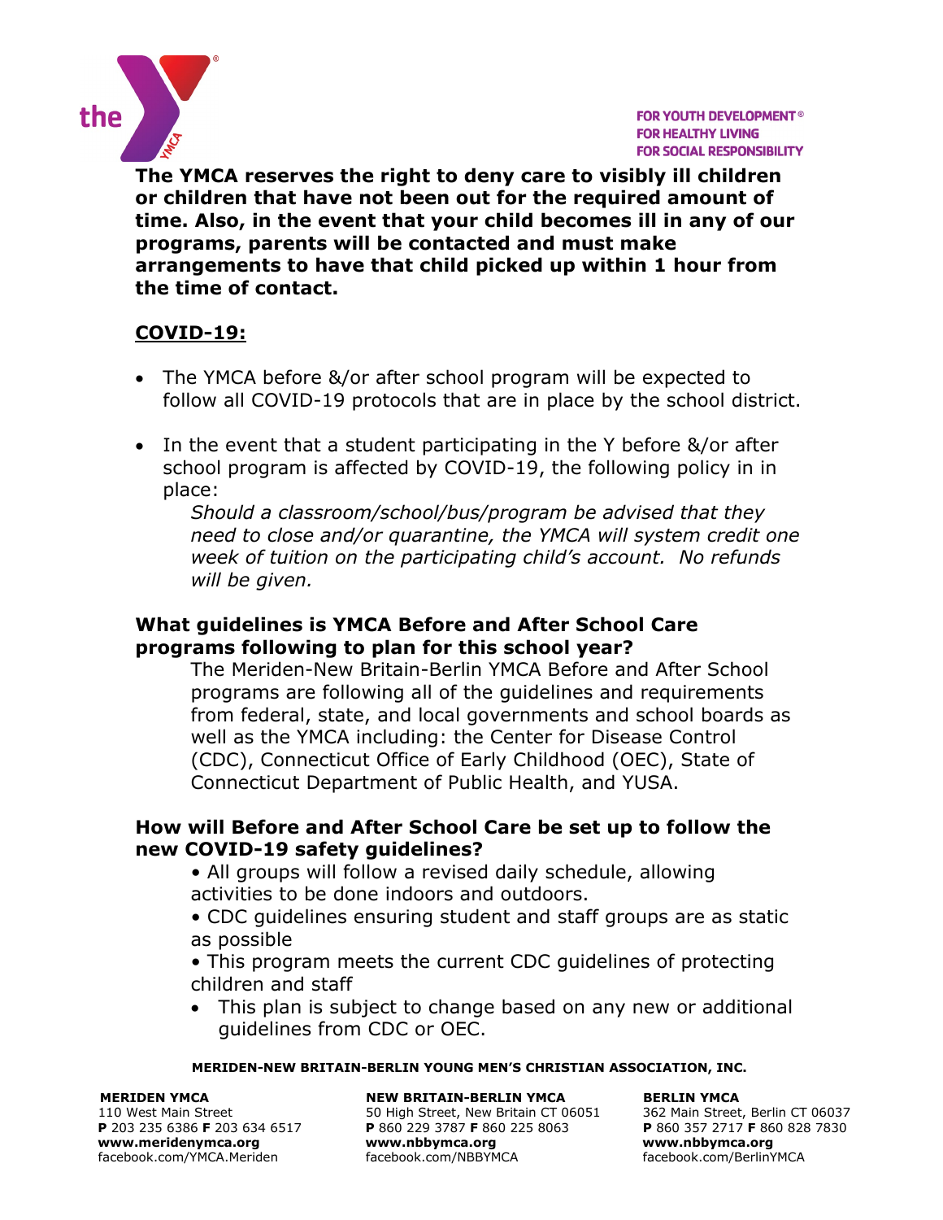**The YMCA reserves the right to deny care to visibly ill children or children that have not been out for the required amount of time. Also, in the event that your child becomes ill in any of our programs, parents will be contacted and must make arrangements to have that child picked up within 1 hour from the time of contact.**

## COVID-19:

- The YMCA before &/or after school program will be expected to follow all COVID-19 protocols that are in place by the school district.
- In the event that a student participating in the Y before &/or after school program is affected by COVID-19, the following policy in in place:

  *Should a classroom/school/bus/program be advised that they need to close and/or quarantine, the YMCA will system credit one week of tuition on the participating child's account. No refunds will be given.*

### What guidelines is YMCA Before and After School Care programs following to plan for this school year?

The Meriden-New Britain-Berlin YMCA Before and After School programs are following all of the guidelines and requirements from federal, state, and local governments and school boards as well as the YMCA including: the Center for Disease Control (CDC), Connecticut Office of Early Childhood (OEC), State of Connecticut Department of Public Health, and YUSA.

### How will Before and After School Care be set up to follow the new COVID-19 safety guidelines?

- All groups will follow a revised daily schedule, allowing activities to be done indoors and outdoors.
- CDC guidelines ensuring student and staff groups are as static as possible
- This program meets the current CDC guidelines of protecting children and staff
- This plan is subject to change based on any new or additional guidelines from CDC or OEC.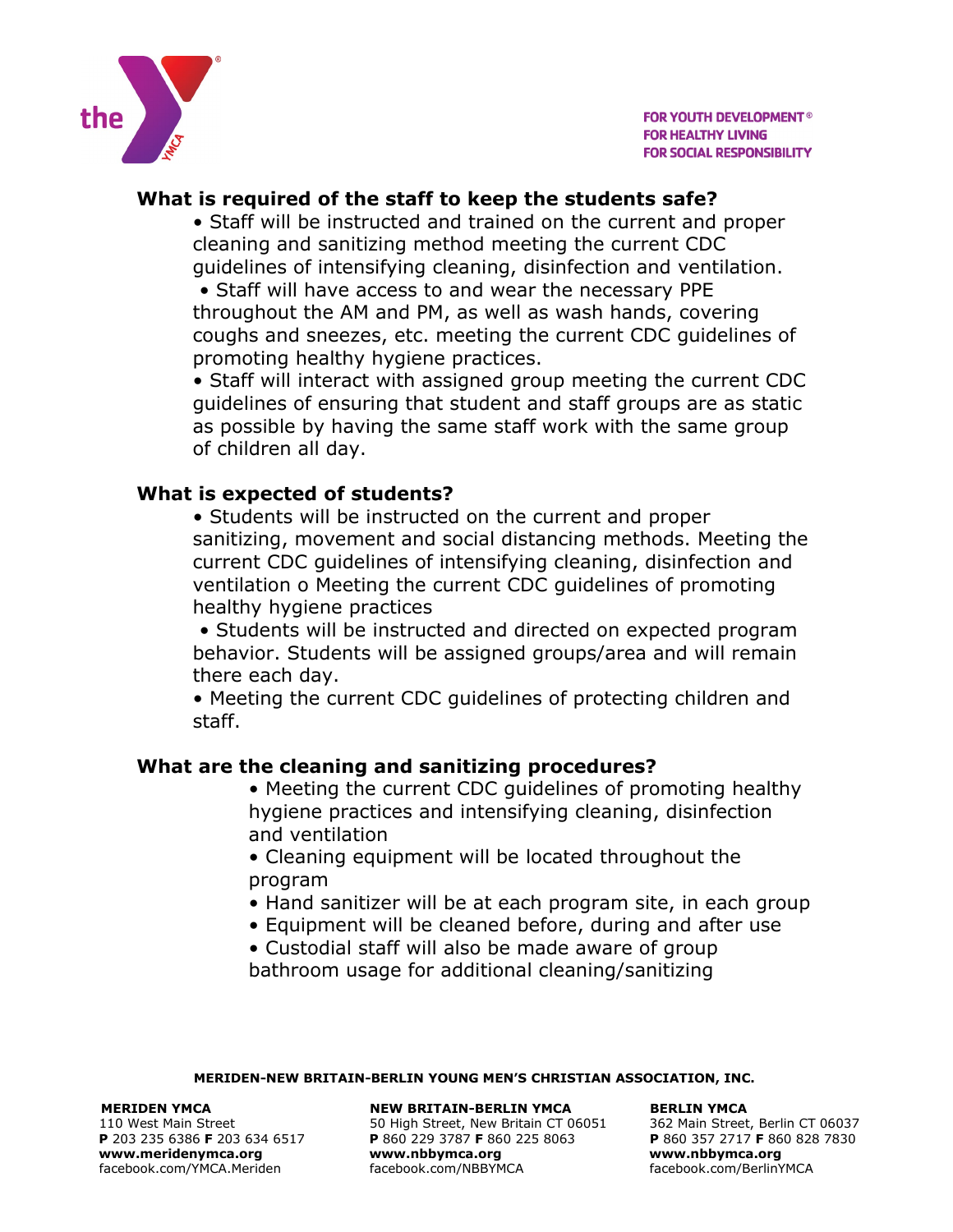FOR YOUTH DEVELOPMENT®
FOR HEALTHY LIVING
FOR SOCIAL RESPONSIBILITY

### What is required of the staff to keep the students safe?

- Staff will be instructed and trained on the current and proper cleaning and sanitizing method meeting the current CDC guidelines of intensifying cleaning, disinfection and ventilation.
- Staff will have access to and wear the necessary PPE throughout the AM and PM, as well as wash hands, covering coughs and sneezes, etc. meeting the current CDC guidelines of promoting healthy hygiene practices.
- Staff will interact with assigned group meeting the current CDC guidelines of ensuring that student and staff groups are as static as possible by having the same staff work with the same group of children all day.

### What is expected of students?

- Students will be instructed on the current and proper sanitizing, movement and social distancing methods. Meeting the current CDC guidelines of intensifying cleaning, disinfection and ventilation o Meeting the current CDC guidelines of promoting healthy hygiene practices
- Students will be instructed and directed on expected program behavior. Students will be assigned groups/area and will remain there each day.
- Meeting the current CDC guidelines of protecting children and staff.

### What are the cleaning and sanitizing procedures?

- Meeting the current CDC guidelines of promoting healthy hygiene practices and intensifying cleaning, disinfection and ventilation
- Cleaning equipment will be located throughout the program
- Hand sanitizer will be at each program site, in each group
- Equipment will be cleaned before, during and after use
- Custodial staff will also be made aware of group bathroom usage for additional cleaning/sanitizing

**MERIDEN-NEW BRITAIN-BERLIN YOUNG MEN'S CHRISTIAN ASSOCIATION, INC.**

**MERIDEN YMCA**
110 West Main Street
**P** 203 235 6386 **F** 203 634 6517
**www.meridenymca.org**
facebook.com/YMCA.Meriden

**NEW BRITAIN-BERLIN YMCA**
50 High Street, New Britain CT 06051
**P** 860 229 3787 **F** 860 225 8063
**www.nbbymca.org**
facebook.com/NBBYMCA

**BERLIN YMCA**
362 Main Street, Berlin CT 06037
**P** 860 357 2717 **F** 860 828 7830
**www.nbbymca.org**
facebook.com/BerlinYMCA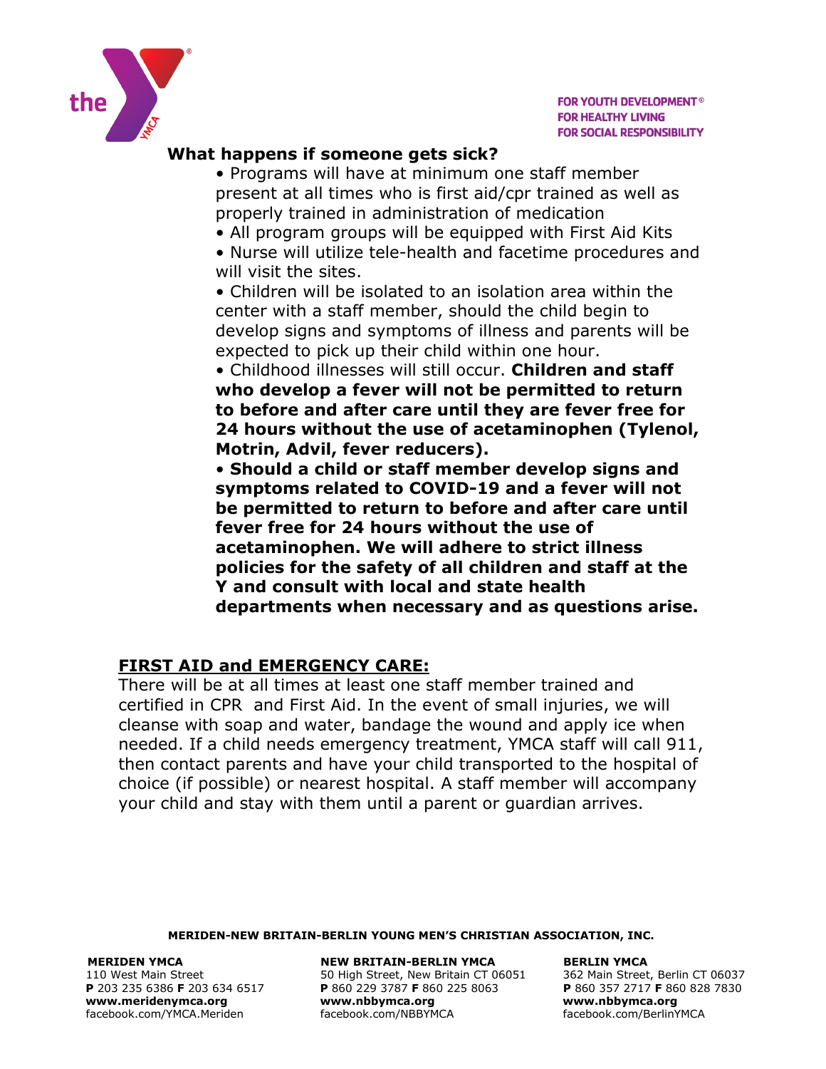### What happens if someone gets sick?

- Programs will have at minimum one staff member present at all times who is first aid/cpr trained as well as properly trained in administration of medication
- All program groups will be equipped with First Aid Kits
- Nurse will utilize tele-health and facetime procedures and will visit the sites.
- Children will be isolated to an isolation area within the center with a staff member, should the child begin to develop signs and symptoms of illness and parents will be expected to pick up their child within one hour.
- Childhood illnesses will still occur. **Children and staff who develop a fever will not be permitted to return to before and after care until they are fever free for 24 hours without the use of acetaminophen (Tylenol, Motrin, Advil, fever reducers).**
- **Should a child or staff member develop signs and symptoms related to COVID-19 and a fever will not be permitted to return to before and after care until fever free for 24 hours without the use of acetaminophen. We will adhere to strict illness policies for the safety of all children and staff at the Y and consult with local and state health departments when necessary and as questions arise.**

## FIRST AID and EMERGENCY CARE:

There will be at all times at least one staff member trained and certified in CPR and First Aid. In the event of small injuries, we will cleanse with soap and water, bandage the wound and apply ice when needed. If a child needs emergency treatment, YMCA staff will call 911, then contact parents and have your child transported to the hospital of choice (if possible) or nearest hospital. A staff member will accompany your child and stay with them until a parent or guardian arrives.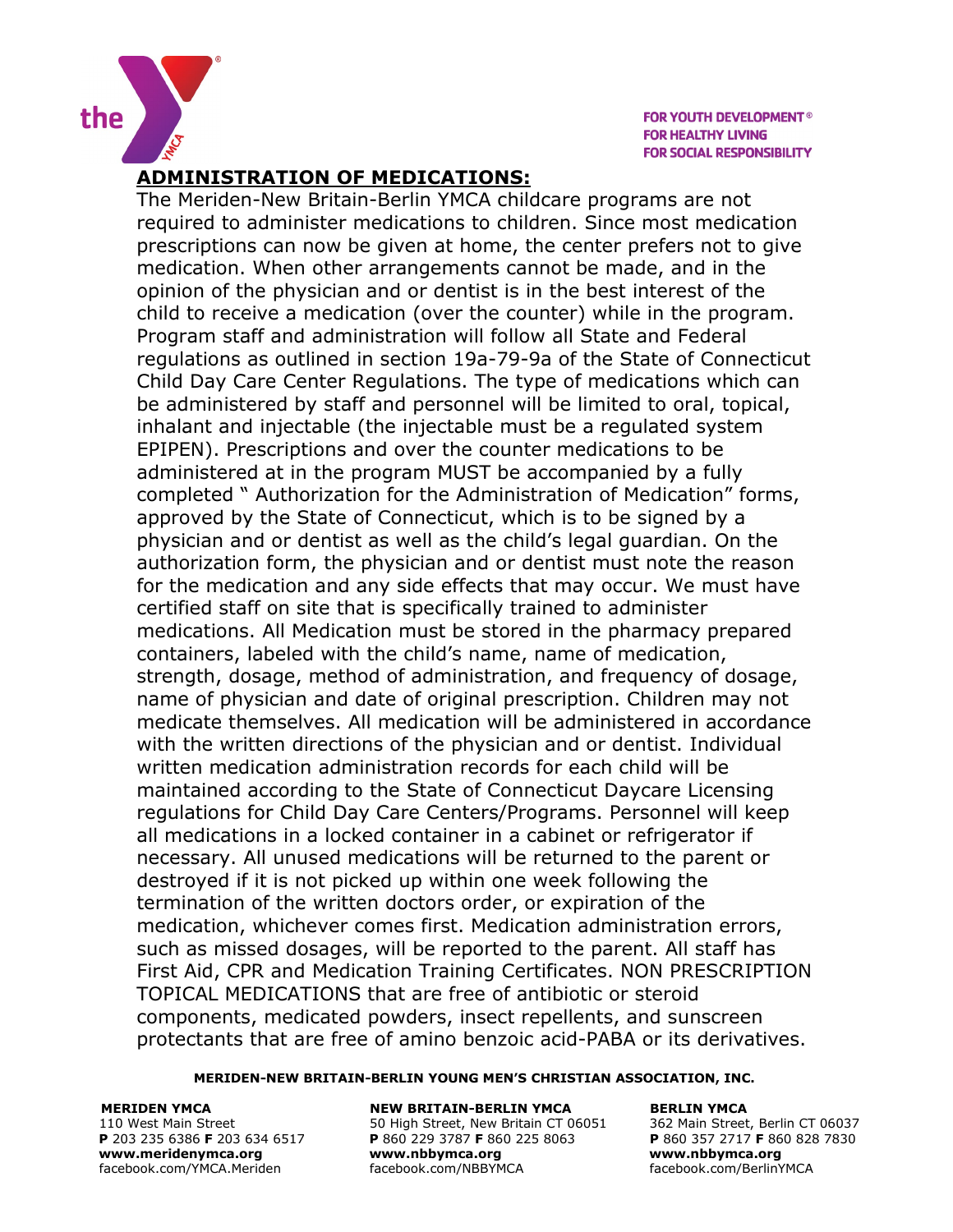## ADMINISTRATION OF MEDICATIONS:

The Meriden-New Britain-Berlin YMCA childcare programs are not required to administer medications to children. Since most medication prescriptions can now be given at home, the center prefers not to give medication. When other arrangements cannot be made, and in the opinion of the physician and or dentist is in the best interest of the child to receive a medication (over the counter) while in the program. Program staff and administration will follow all State and Federal regulations as outlined in section 19a-79-9a of the State of Connecticut Child Day Care Center Regulations. The type of medications which can be administered by staff and personnel will be limited to oral, topical, inhalant and injectable (the injectable must be a regulated system EPIPEN). Prescriptions and over the counter medications to be administered at in the program MUST be accompanied by a fully completed " Authorization for the Administration of Medication" forms, approved by the State of Connecticut, which is to be signed by a physician and or dentist as well as the child's legal guardian. On the authorization form, the physician and or dentist must note the reason for the medication and any side effects that may occur. We must have certified staff on site that is specifically trained to administer medications. All Medication must be stored in the pharmacy prepared containers, labeled with the child's name, name of medication, strength, dosage, method of administration, and frequency of dosage, name of physician and date of original prescription. Children may not medicate themselves. All medication will be administered in accordance with the written directions of the physician and or dentist. Individual written medication administration records for each child will be maintained according to the State of Connecticut Daycare Licensing regulations for Child Day Care Centers/Programs. Personnel will keep all medications in a locked container in a cabinet or refrigerator if necessary. All unused medications will be returned to the parent or destroyed if it is not picked up within one week following the termination of the written doctors order, or expiration of the medication, whichever comes first. Medication administration errors, such as missed dosages, will be reported to the parent. All staff has First Aid, CPR and Medication Training Certificates. NON PRESCRIPTION TOPICAL MEDICATIONS that are free of antibiotic or steroid components, medicated powders, insect repellents, and sunscreen protectants that are free of amino benzoic acid-PABA or its derivatives.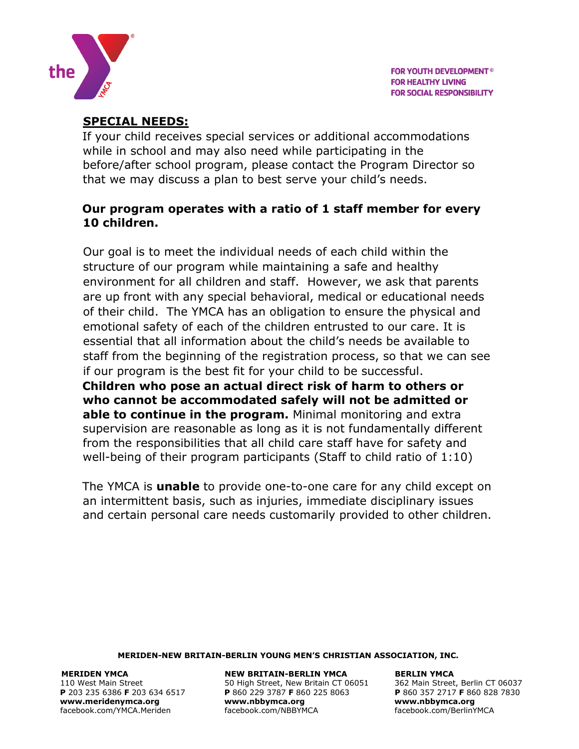## SPECIAL NEEDS:

If your child receives special services or additional accommodations while in school and may also need while participating in the before/after school program, please contact the Program Director so that we may discuss a plan to best serve your child's needs.

**Our program operates with a ratio of 1 staff member for every 10 children.**

Our goal is to meet the individual needs of each child within the structure of our program while maintaining a safe and healthy environment for all children and staff. However, we ask that parents are up front with any special behavioral, medical or educational needs of their child. The YMCA has an obligation to ensure the physical and emotional safety of each of the children entrusted to our care. It is essential that all information about the child's needs be available to staff from the beginning of the registration process, so that we can see if our program is the best fit for your child to be successful. **Children who pose an actual direct risk of harm to others or who cannot be accommodated safely will not be admitted or able to continue in the program.** Minimal monitoring and extra supervision are reasonable as long as it is not fundamentally different from the responsibilities that all child care staff have for safety and well-being of their program participants (Staff to child ratio of 1:10)

The YMCA is **unable** to provide one-to-one care for any child except on an intermittent basis, such as injuries, immediate disciplinary issues and certain personal care needs customarily provided to other children.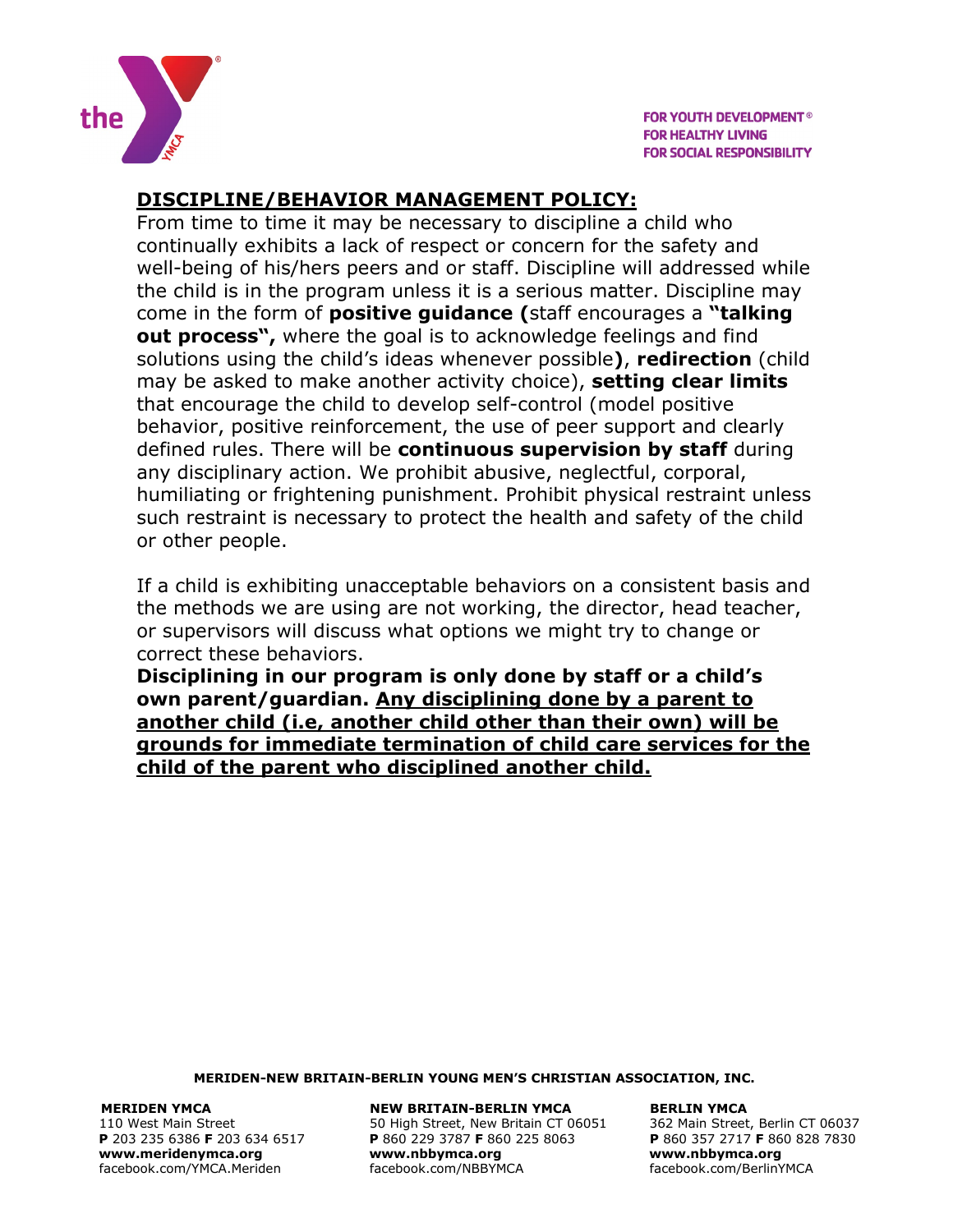## DISCIPLINE/BEHAVIOR MANAGEMENT POLICY:

From time to time it may be necessary to discipline a child who continually exhibits a lack of respect or concern for the safety and well-being of his/hers peers and or staff. Discipline will addressed while the child is in the program unless it is a serious matter. Discipline may come in the form of **positive guidance (**staff encourages a **"talking out process",** where the goal is to acknowledge feelings and find solutions using the child's ideas whenever possible**)**, **redirection** (child may be asked to make another activity choice), **setting clear limits** that encourage the child to develop self-control (model positive behavior, positive reinforcement, the use of peer support and clearly defined rules. There will be **continuous supervision by staff** during any disciplinary action. We prohibit abusive, neglectful, corporal, humiliating or frightening punishment. Prohibit physical restraint unless such restraint is necessary to protect the health and safety of the child or other people.

If a child is exhibiting unacceptable behaviors on a consistent basis and the methods we are using are not working, the director, head teacher, or supervisors will discuss what options we might try to change or correct these behaviors.

**Disciplining in our program is only done by staff or a child's own parent/guardian. <u>Any disciplining done by a parent to another child (i.e, another child other than their own) will be grounds for immediate termination of child care services for the child of the parent who disciplined another child.</u>**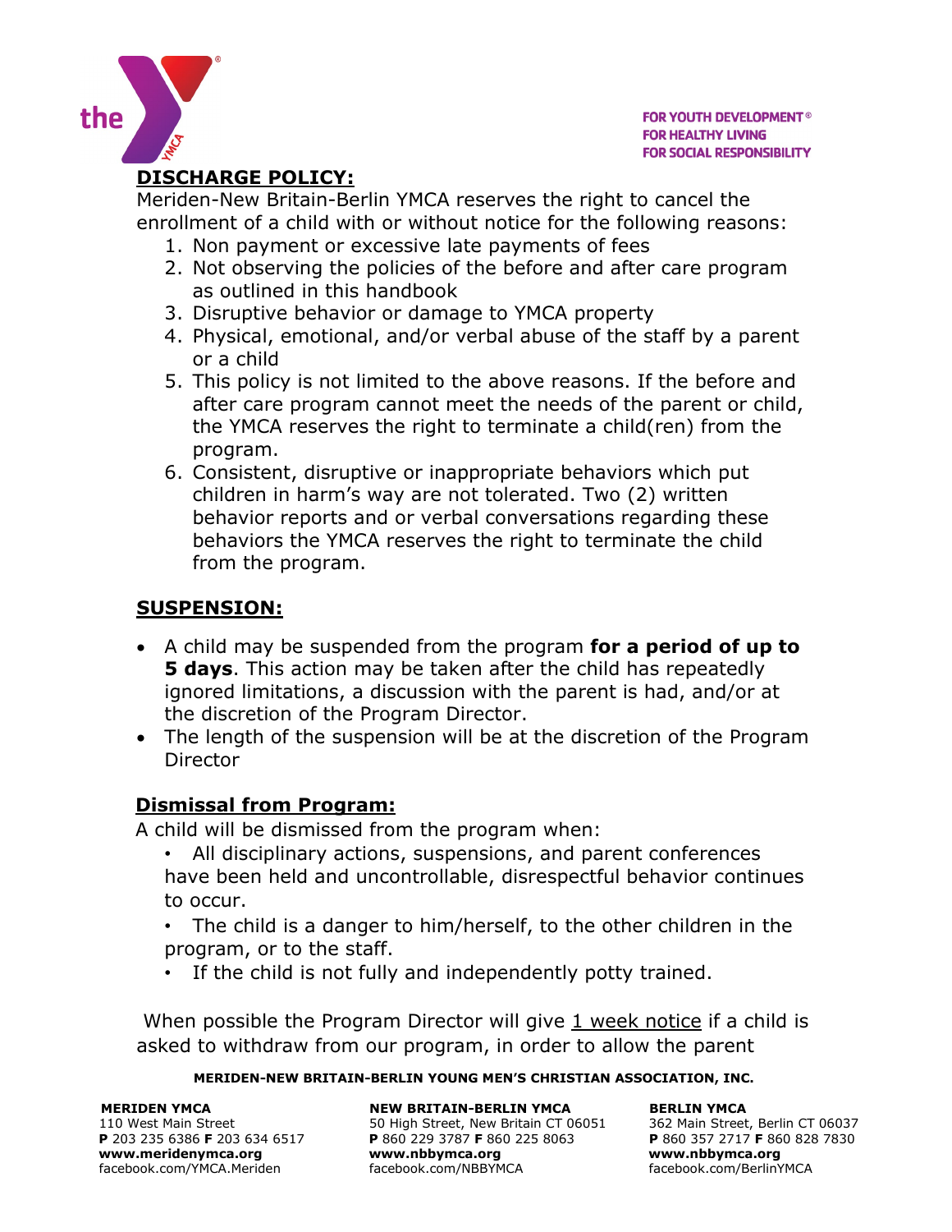## DISCHARGE POLICY:

Meriden-New Britain-Berlin YMCA reserves the right to cancel the enrollment of a child with or without notice for the following reasons:

1. Non payment or excessive late payments of fees
2. Not observing the policies of the before and after care program as outlined in this handbook
3. Disruptive behavior or damage to YMCA property
4. Physical, emotional, and/or verbal abuse of the staff by a parent or a child
5. This policy is not limited to the above reasons. If the before and after care program cannot meet the needs of the parent or child, the YMCA reserves the right to terminate a child(ren) from the program.
6. Consistent, disruptive or inappropriate behaviors which put children in harm's way are not tolerated. Two (2) written behavior reports and or verbal conversations regarding these behaviors the YMCA reserves the right to terminate the child from the program.

## SUSPENSION:

- A child may be suspended from the program **for a period of up to 5 days**. This action may be taken after the child has repeatedly ignored limitations, a discussion with the parent is had, and/or at the discretion of the Program Director.
- The length of the suspension will be at the discretion of the Program Director

## Dismissal from Program:

A child will be dismissed from the program when:

- All disciplinary actions, suspensions, and parent conferences have been held and uncontrollable, disrespectful behavior continues to occur.
- The child is a danger to him/herself, to the other children in the program, or to the staff.
- If the child is not fully and independently potty trained.

When possible the Program Director will give 1 week notice if a child is asked to withdraw from our program, in order to allow the parent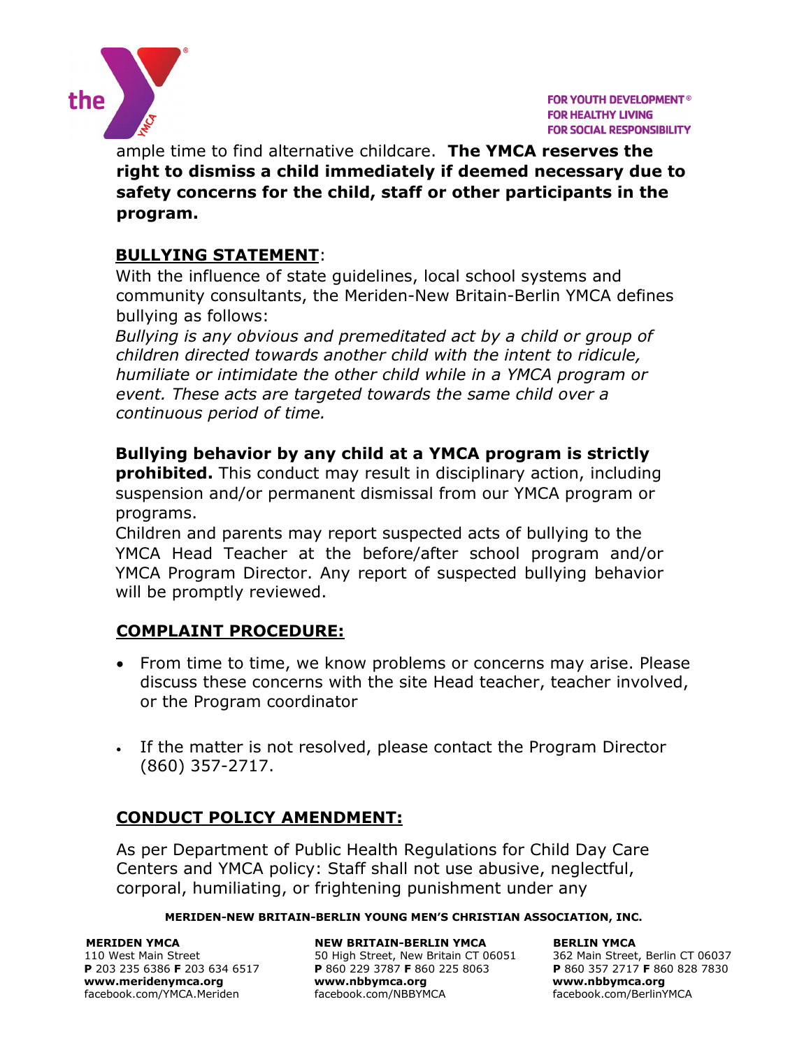ample time to find alternative childcare. **The YMCA reserves the right to dismiss a child immediately if deemed necessary due to safety concerns for the child, staff or other participants in the program.**

## BULLYING STATEMENT:

With the influence of state guidelines, local school systems and community consultants, the Meriden-New Britain-Berlin YMCA defines bullying as follows:

*Bullying is any obvious and premeditated act by a child or group of children directed towards another child with the intent to ridicule, humiliate or intimidate the other child while in a YMCA program or event. These acts are targeted towards the same child over a continuous period of time.*

**Bullying behavior by any child at a YMCA program is strictly prohibited.** This conduct may result in disciplinary action, including suspension and/or permanent dismissal from our YMCA program or programs.

Children and parents may report suspected acts of bullying to the YMCA Head Teacher at the before/after school program and/or YMCA Program Director. Any report of suspected bullying behavior will be promptly reviewed.

## COMPLAINT PROCEDURE:

- From time to time, we know problems or concerns may arise. Please discuss these concerns with the site Head teacher, teacher involved, or the Program coordinator
- If the matter is not resolved, please contact the Program Director (860) 357-2717.

## CONDUCT POLICY AMENDMENT:

As per Department of Public Health Regulations for Child Day Care Centers and YMCA policy: Staff shall not use abusive, neglectful, corporal, humiliating, or frightening punishment under any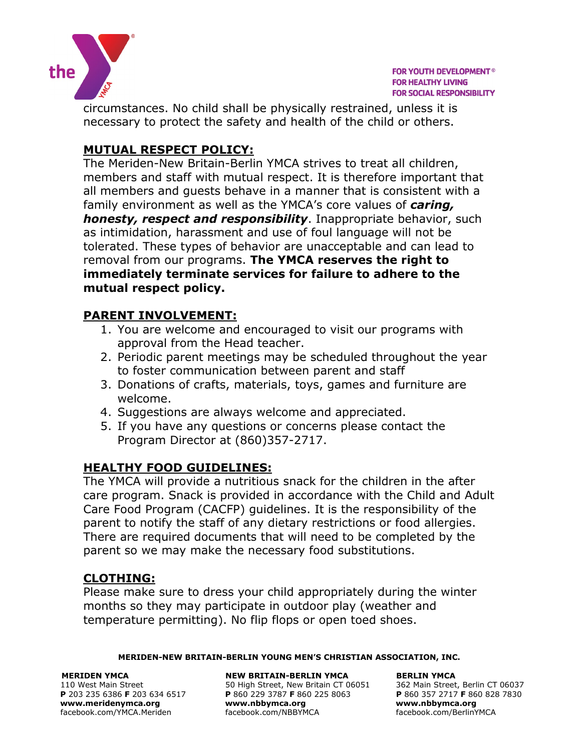circumstances. No child shall be physically restrained, unless it is necessary to protect the safety and health of the child or others.

## MUTUAL RESPECT POLICY:

The Meriden-New Britain-Berlin YMCA strives to treat all children, members and staff with mutual respect. It is therefore important that all members and guests behave in a manner that is consistent with a family environment as well as the YMCA's core values of ***caring, honesty, respect and responsibility***. Inappropriate behavior, such as intimidation, harassment and use of foul language will not be tolerated. These types of behavior are unacceptable and can lead to removal from our programs. **The YMCA reserves the right to immediately terminate services for failure to adhere to the mutual respect policy.**

## PARENT INVOLVEMENT:

1. You are welcome and encouraged to visit our programs with approval from the Head teacher.
2. Periodic parent meetings may be scheduled throughout the year to foster communication between parent and staff
3. Donations of crafts, materials, toys, games and furniture are welcome.
4. Suggestions are always welcome and appreciated.
5. If you have any questions or concerns please contact the Program Director at (860)357-2717.

## HEALTHY FOOD GUIDELINES:

The YMCA will provide a nutritious snack for the children in the after care program. Snack is provided in accordance with the Child and Adult Care Food Program (CACFP) guidelines. It is the responsibility of the parent to notify the staff of any dietary restrictions or food allergies. There are required documents that will need to be completed by the parent so we may make the necessary food substitutions.

## CLOTHING:

Please make sure to dress your child appropriately during the winter months so they may participate in outdoor play (weather and temperature permitting). No flip flops or open toed shoes.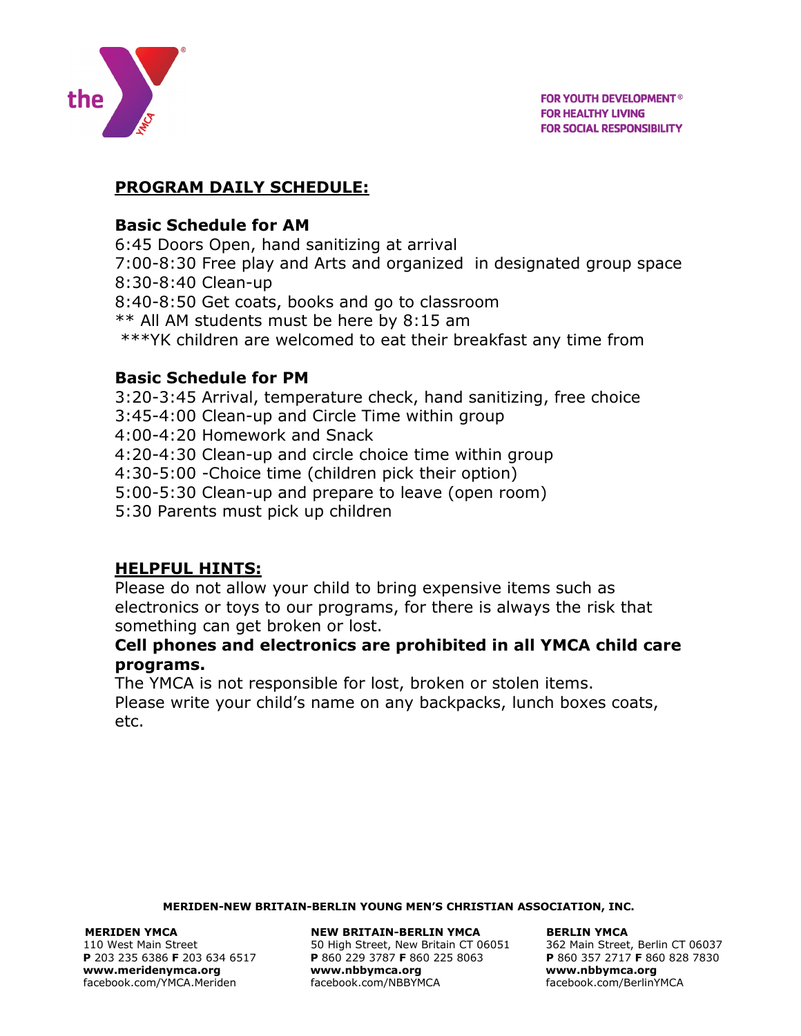FOR YOUTH DEVELOPMENT®
FOR HEALTHY LIVING
FOR SOCIAL RESPONSIBILITY

## PROGRAM DAILY SCHEDULE:

### Basic Schedule for AM

6:45 Doors Open, hand sanitizing at arrival
7:00-8:30 Free play and Arts and organized in designated group space
8:30-8:40 Clean-up
8:40-8:50 Get coats, books and go to classroom
** All AM students must be here by 8:15 am
***YK children are welcomed to eat their breakfast any time from

### Basic Schedule for PM

3:20-3:45 Arrival, temperature check, hand sanitizing, free choice
3:45-4:00 Clean-up and Circle Time within group
4:00-4:20 Homework and Snack
4:20-4:30 Clean-up and circle choice time within group
4:30-5:00 -Choice time (children pick their option)
5:00-5:30 Clean-up and prepare to leave (open room)
5:30 Parents must pick up children

## HELPFUL HINTS:

Please do not allow your child to bring expensive items such as electronics or toys to our programs, for there is always the risk that something can get broken or lost.

**Cell phones and electronics are prohibited in all YMCA child care programs.**

The YMCA is not responsible for lost, broken or stolen items.
Please write your child's name on any backpacks, lunch boxes coats, etc.

**MERIDEN-NEW BRITAIN-BERLIN YOUNG MEN'S CHRISTIAN ASSOCIATION, INC.**

**MERIDEN YMCA**
110 West Main Street
**P** 203 235 6386 **F** 203 634 6517
**www.meridenymca.org**
facebook.com/YMCA.Meriden

**NEW BRITAIN-BERLIN YMCA**
50 High Street, New Britain CT 06051
**P** 860 229 3787 **F** 860 225 8063
**www.nbbymca.org**
facebook.com/NBBYMCA

**BERLIN YMCA**
362 Main Street, Berlin CT 06037
**P** 860 357 2717 **F** 860 828 7830
**www.nbbymca.org**
facebook.com/BerlinYMCA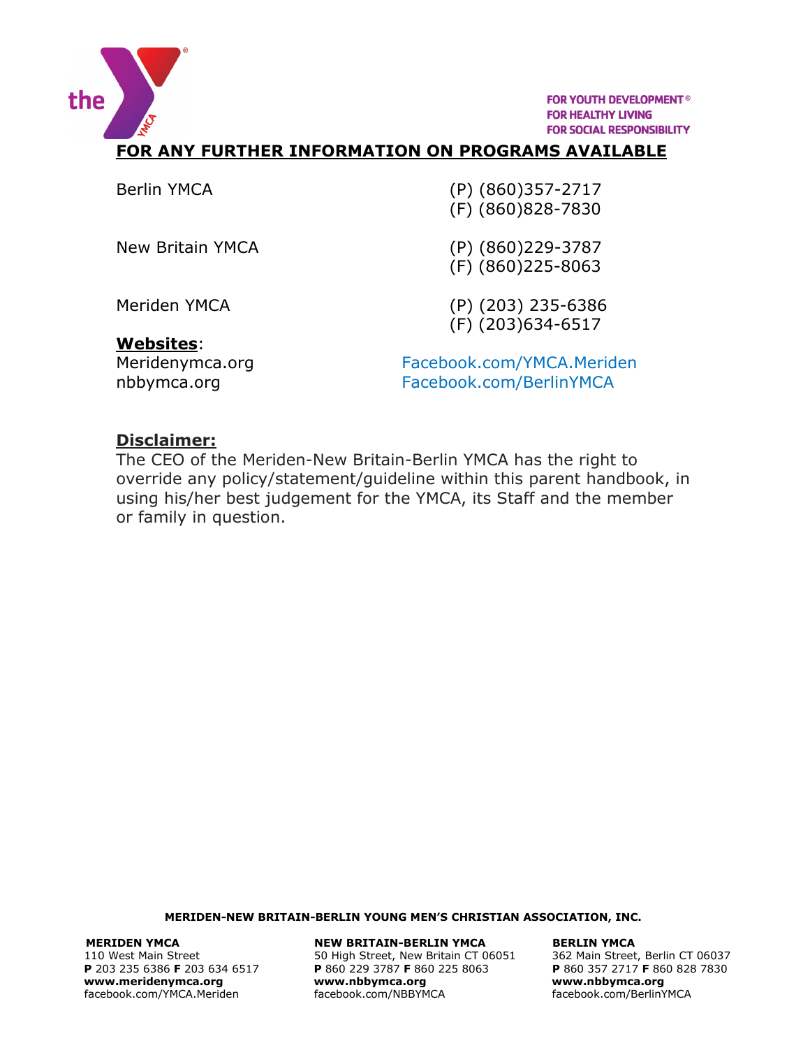FOR YOUTH DEVELOPMENT®
FOR HEALTHY LIVING
FOR SOCIAL RESPONSIBILITY

## FOR ANY FURTHER INFORMATION ON PROGRAMS AVAILABLE

| | |
|---|---|
| Berlin YMCA | (P) (860)357-2717<br>(F) (860)828-7830 |
| New Britain YMCA | (P) (860)229-3787<br>(F) (860)225-8063 |
| Meriden YMCA | (P) (203) 235-6386<br>(F) (203)634-6517 |

**Websites**:

Meridenymca.org
nbbymca.org

Facebook.com/YMCA.Meriden
Facebook.com/BerlinYMCA

**Disclaimer:**

The CEO of the Meriden-New Britain-Berlin YMCA has the right to override any policy/statement/guideline within this parent handbook, in using his/her best judgement for the YMCA, its Staff and the member or family in question.

**MERIDEN-NEW BRITAIN-BERLIN YOUNG MEN'S CHRISTIAN ASSOCIATION, INC.**

**MERIDEN YMCA**
110 West Main Street
**P** 203 235 6386 **F** 203 634 6517
**www.meridenymca.org**
facebook.com/YMCA.Meriden

**NEW BRITAIN-BERLIN YMCA**
50 High Street, New Britain CT 06051
**P** 860 229 3787 **F** 860 225 8063
**www.nbbymca.org**
facebook.com/NBBYMCA

**BERLIN YMCA**
362 Main Street, Berlin CT 06037
**P** 860 357 2717 **F** 860 828 7830
**www.nbbymca.org**
facebook.com/BerlinYMCA